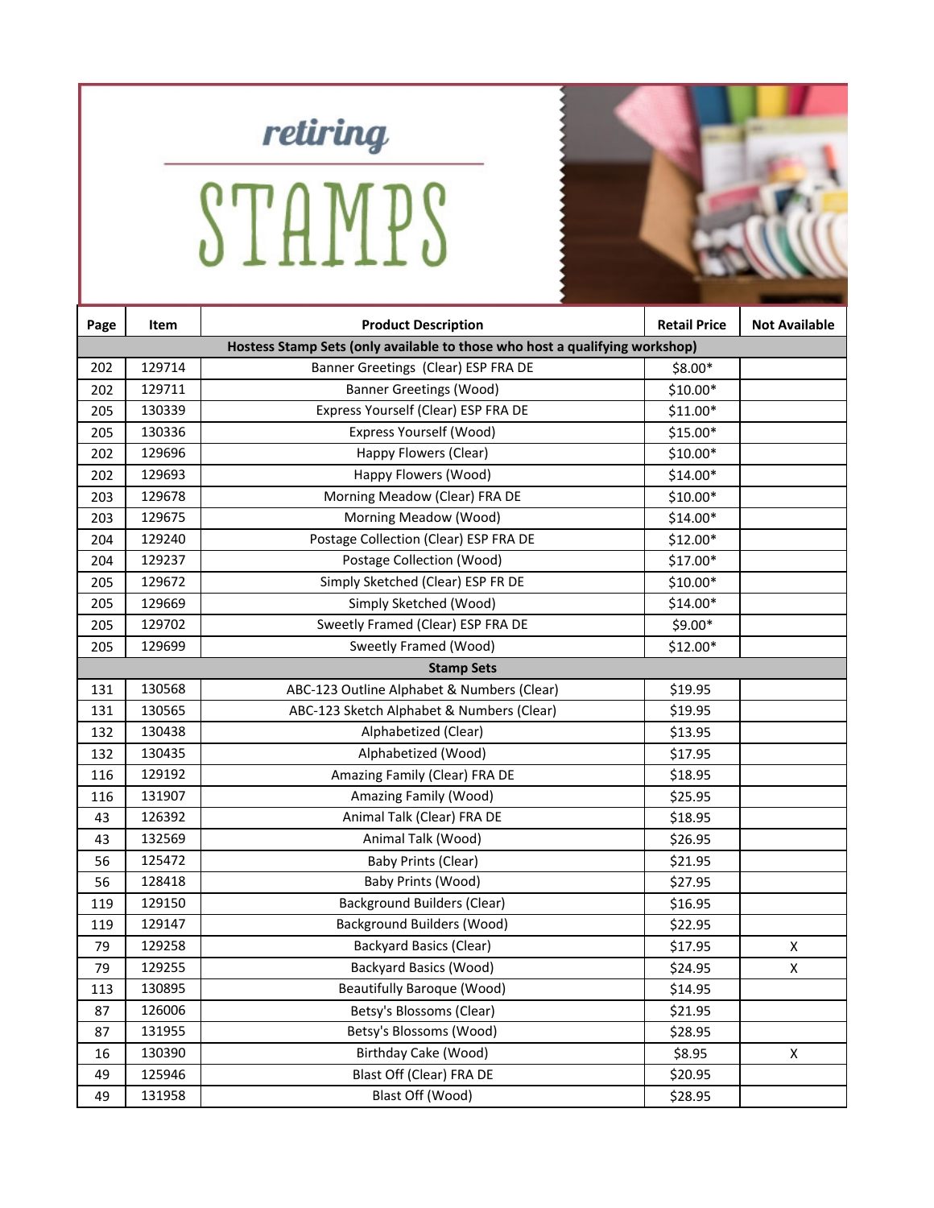# retiring STAMPS

| Page | Item | Product Description | Retail Price | Not Available |
|---|---|---|---|---|
| | | **Hostess Stamp Sets (only available to those who host a qualifying workshop)** | | |
| 202 | 129714 | Banner Greetings (Clear) ESP FRA DE | $8.00* | |
| 202 | 129711 | Banner Greetings (Wood) | $10.00* | |
| 205 | 130339 | Express Yourself (Clear) ESP FRA DE | $11.00* | |
| 205 | 130336 | Express Yourself (Wood) | $15.00* | |
| 202 | 129696 | Happy Flowers (Clear) | $10.00* | |
| 202 | 129693 | Happy Flowers (Wood) | $14.00* | |
| 203 | 129678 | Morning Meadow (Clear) FRA DE | $10.00* | |
| 203 | 129675 | Morning Meadow (Wood) | $14.00* | |
| 204 | 129240 | Postage Collection (Clear) ESP FRA DE | $12.00* | |
| 204 | 129237 | Postage Collection (Wood) | $17.00* | |
| 205 | 129672 | Simply Sketched (Clear) ESP FR DE | $10.00* | |
| 205 | 129669 | Simply Sketched (Wood) | $14.00* | |
| 205 | 129702 | Sweetly Framed (Clear) ESP FRA DE | $9.00* | |
| 205 | 129699 | Sweetly Framed (Wood) | $12.00* | |
| | | **Stamp Sets** | | |
| 131 | 130568 | ABC-123 Outline Alphabet & Numbers (Clear) | $19.95 | |
| 131 | 130565 | ABC-123 Sketch Alphabet & Numbers (Clear) | $19.95 | |
| 132 | 130438 | Alphabetized (Clear) | $13.95 | |
| 132 | 130435 | Alphabetized (Wood) | $17.95 | |
| 116 | 129192 | Amazing Family (Clear) FRA DE | $18.95 | |
| 116 | 131907 | Amazing Family (Wood) | $25.95 | |
| 43 | 126392 | Animal Talk (Clear) FRA DE | $18.95 | |
| 43 | 132569 | Animal Talk (Wood) | $26.95 | |
| 56 | 125472 | Baby Prints (Clear) | $21.95 | |
| 56 | 128418 | Baby Prints (Wood) | $27.95 | |
| 119 | 129150 | Background Builders (Clear) | $16.95 | |
| 119 | 129147 | Background Builders (Wood) | $22.95 | |
| 79 | 129258 | Backyard Basics (Clear) | $17.95 | X |
| 79 | 129255 | Backyard Basics (Wood) | $24.95 | X |
| 113 | 130895 | Beautifully Baroque (Wood) | $14.95 | |
| 87 | 126006 | Betsy's Blossoms (Clear) | $21.95 | |
| 87 | 131955 | Betsy's Blossoms (Wood) | $28.95 | |
| 16 | 130390 | Birthday Cake (Wood) | $8.95 | X |
| 49 | 125946 | Blast Off (Clear) FRA DE | $20.95 | |
| 49 | 131958 | Blast Off (Wood) | $28.95 | |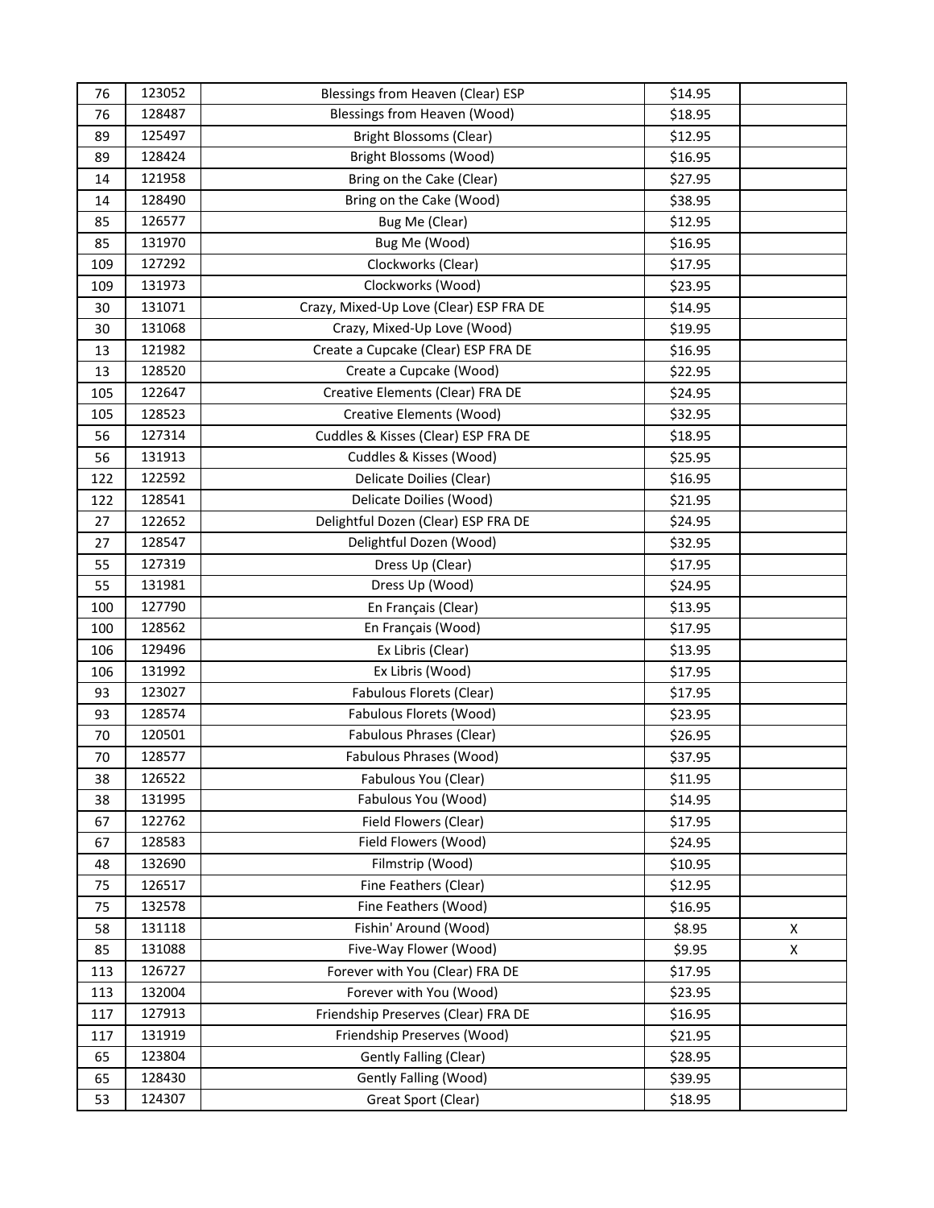| | | | | |
|---|---|---|---|---|
| 76 | 123052 | Blessings from Heaven (Clear) ESP | $14.95 | |
| 76 | 128487 | Blessings from Heaven (Wood) | $18.95 | |
| 89 | 125497 | Bright Blossoms (Clear) | $12.95 | |
| 89 | 128424 | Bright Blossoms (Wood) | $16.95 | |
| 14 | 121958 | Bring on the Cake (Clear) | $27.95 | |
| 14 | 128490 | Bring on the Cake (Wood) | $38.95 | |
| 85 | 126577 | Bug Me (Clear) | $12.95 | |
| 85 | 131970 | Bug Me (Wood) | $16.95 | |
| 109 | 127292 | Clockworks (Clear) | $17.95 | |
| 109 | 131973 | Clockworks (Wood) | $23.95 | |
| 30 | 131071 | Crazy, Mixed-Up Love (Clear) ESP FRA DE | $14.95 | |
| 30 | 131068 | Crazy, Mixed-Up Love (Wood) | $19.95 | |
| 13 | 121982 | Create a Cupcake (Clear) ESP FRA DE | $16.95 | |
| 13 | 128520 | Create a Cupcake (Wood) | $22.95 | |
| 105 | 122647 | Creative Elements (Clear) FRA DE | $24.95 | |
| 105 | 128523 | Creative Elements (Wood) | $32.95 | |
| 56 | 127314 | Cuddles & Kisses (Clear) ESP FRA DE | $18.95 | |
| 56 | 131913 | Cuddles & Kisses (Wood) | $25.95 | |
| 122 | 122592 | Delicate Doilies (Clear) | $16.95 | |
| 122 | 128541 | Delicate Doilies (Wood) | $21.95 | |
| 27 | 122652 | Delightful Dozen (Clear) ESP FRA DE | $24.95 | |
| 27 | 128547 | Delightful Dozen (Wood) | $32.95 | |
| 55 | 127319 | Dress Up (Clear) | $17.95 | |
| 55 | 131981 | Dress Up (Wood) | $24.95 | |
| 100 | 127790 | En Français (Clear) | $13.95 | |
| 100 | 128562 | En Français (Wood) | $17.95 | |
| 106 | 129496 | Ex Libris (Clear) | $13.95 | |
| 106 | 131992 | Ex Libris (Wood) | $17.95 | |
| 93 | 123027 | Fabulous Florets (Clear) | $17.95 | |
| 93 | 128574 | Fabulous Florets (Wood) | $23.95 | |
| 70 | 120501 | Fabulous Phrases (Clear) | $26.95 | |
| 70 | 128577 | Fabulous Phrases (Wood) | $37.95 | |
| 38 | 126522 | Fabulous You (Clear) | $11.95 | |
| 38 | 131995 | Fabulous You (Wood) | $14.95 | |
| 67 | 122762 | Field Flowers (Clear) | $17.95 | |
| 67 | 128583 | Field Flowers (Wood) | $24.95 | |
| 48 | 132690 | Filmstrip (Wood) | $10.95 | |
| 75 | 126517 | Fine Feathers (Clear) | $12.95 | |
| 75 | 132578 | Fine Feathers (Wood) | $16.95 | |
| 58 | 131118 | Fishin' Around (Wood) | $8.95 | X |
| 85 | 131088 | Five-Way Flower (Wood) | $9.95 | X |
| 113 | 126727 | Forever with You (Clear) FRA DE | $17.95 | |
| 113 | 132004 | Forever with You (Wood) | $23.95 | |
| 117 | 127913 | Friendship Preserves (Clear) FRA DE | $16.95 | |
| 117 | 131919 | Friendship Preserves (Wood) | $21.95 | |
| 65 | 123804 | Gently Falling (Clear) | $28.95 | |
| 65 | 128430 | Gently Falling (Wood) | $39.95 | |
| 53 | 124307 | Great Sport (Clear) | $18.95 | |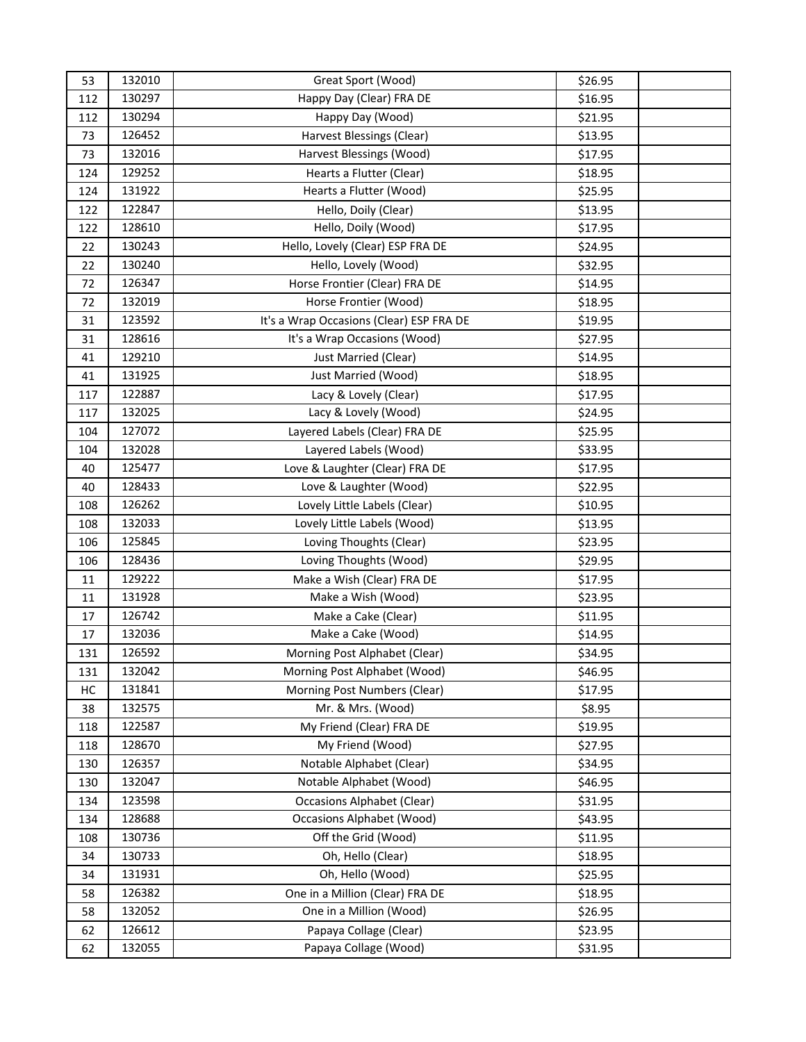| | | | | |
|---|---|---|---|---|
| 53 | 132010 | Great Sport (Wood) | $26.95 | |
| 112 | 130297 | Happy Day (Clear) FRA DE | $16.95 | |
| 112 | 130294 | Happy Day (Wood) | $21.95 | |
| 73 | 126452 | Harvest Blessings (Clear) | $13.95 | |
| 73 | 132016 | Harvest Blessings (Wood) | $17.95 | |
| 124 | 129252 | Hearts a Flutter (Clear) | $18.95 | |
| 124 | 131922 | Hearts a Flutter (Wood) | $25.95 | |
| 122 | 122847 | Hello, Doily (Clear) | $13.95 | |
| 122 | 128610 | Hello, Doily (Wood) | $17.95 | |
| 22 | 130243 | Hello, Lovely (Clear) ESP FRA DE | $24.95 | |
| 22 | 130240 | Hello, Lovely (Wood) | $32.95 | |
| 72 | 126347 | Horse Frontier (Clear) FRA DE | $14.95 | |
| 72 | 132019 | Horse Frontier (Wood) | $18.95 | |
| 31 | 123592 | It's a Wrap Occasions (Clear) ESP FRA DE | $19.95 | |
| 31 | 128616 | It's a Wrap Occasions (Wood) | $27.95 | |
| 41 | 129210 | Just Married (Clear) | $14.95 | |
| 41 | 131925 | Just Married (Wood) | $18.95 | |
| 117 | 122887 | Lacy & Lovely (Clear) | $17.95 | |
| 117 | 132025 | Lacy & Lovely (Wood) | $24.95 | |
| 104 | 127072 | Layered Labels (Clear) FRA DE | $25.95 | |
| 104 | 132028 | Layered Labels (Wood) | $33.95 | |
| 40 | 125477 | Love & Laughter (Clear) FRA DE | $17.95 | |
| 40 | 128433 | Love & Laughter (Wood) | $22.95 | |
| 108 | 126262 | Lovely Little Labels (Clear) | $10.95 | |
| 108 | 132033 | Lovely Little Labels (Wood) | $13.95 | |
| 106 | 125845 | Loving Thoughts (Clear) | $23.95 | |
| 106 | 128436 | Loving Thoughts (Wood) | $29.95 | |
| 11 | 129222 | Make a Wish (Clear) FRA DE | $17.95 | |
| 11 | 131928 | Make a Wish (Wood) | $23.95 | |
| 17 | 126742 | Make a Cake (Clear) | $11.95 | |
| 17 | 132036 | Make a Cake (Wood) | $14.95 | |
| 131 | 126592 | Morning Post Alphabet (Clear) | $34.95 | |
| 131 | 132042 | Morning Post Alphabet (Wood) | $46.95 | |
| HC | 131841 | Morning Post Numbers (Clear) | $17.95 | |
| 38 | 132575 | Mr. & Mrs. (Wood) | $8.95 | |
| 118 | 122587 | My Friend (Clear) FRA DE | $19.95 | |
| 118 | 128670 | My Friend (Wood) | $27.95 | |
| 130 | 126357 | Notable Alphabet (Clear) | $34.95 | |
| 130 | 132047 | Notable Alphabet (Wood) | $46.95 | |
| 134 | 123598 | Occasions Alphabet (Clear) | $31.95 | |
| 134 | 128688 | Occasions Alphabet (Wood) | $43.95 | |
| 108 | 130736 | Off the Grid (Wood) | $11.95 | |
| 34 | 130733 | Oh, Hello (Clear) | $18.95 | |
| 34 | 131931 | Oh, Hello (Wood) | $25.95 | |
| 58 | 126382 | One in a Million (Clear) FRA DE | $18.95 | |
| 58 | 132052 | One in a Million (Wood) | $26.95 | |
| 62 | 126612 | Papaya Collage (Clear) | $23.95 | |
| 62 | 132055 | Papaya Collage (Wood) | $31.95 | |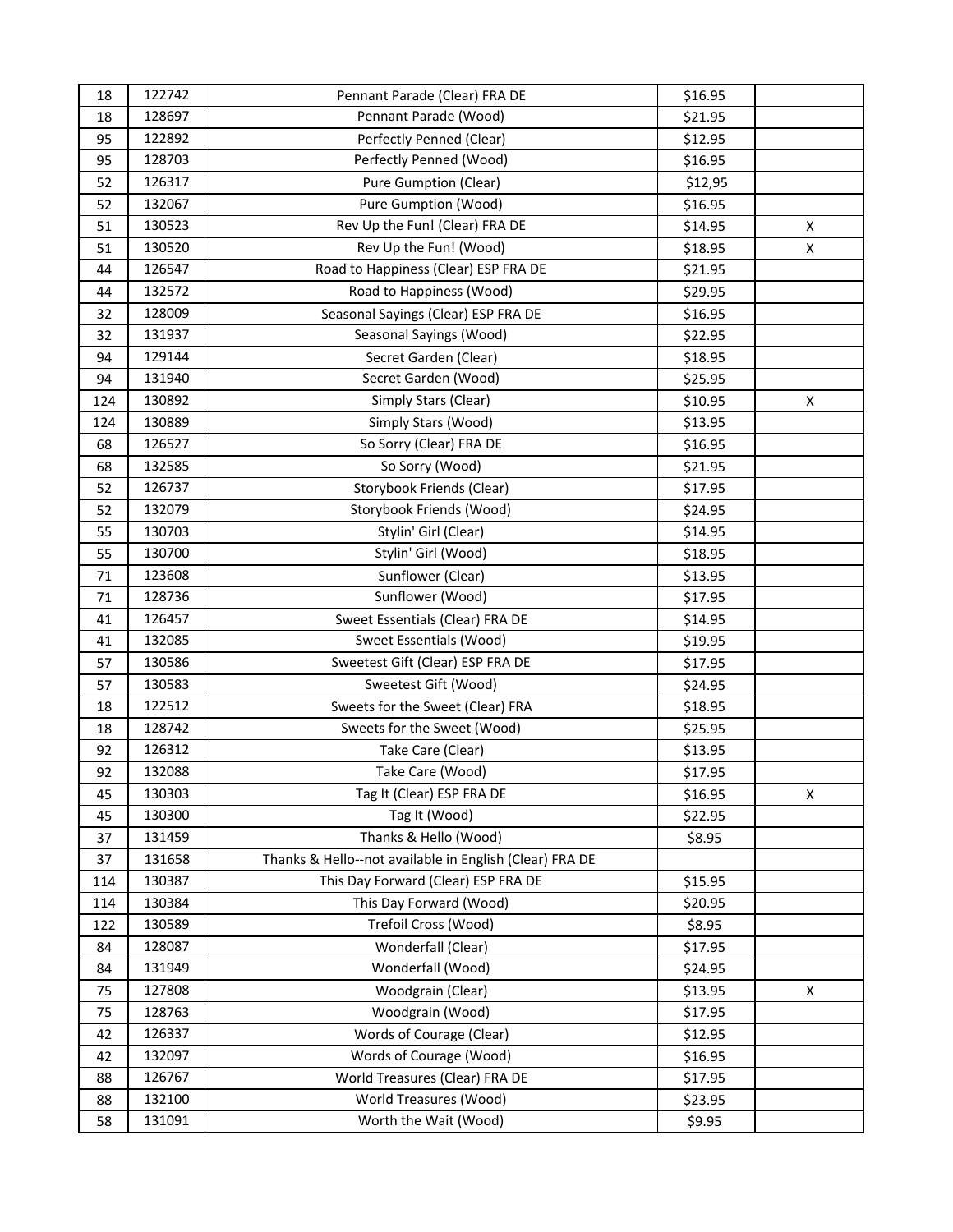| | | | | |
|---|---|---|---|---|
| 18 | 122742 | Pennant Parade (Clear) FRA DE | $16.95 | |
| 18 | 128697 | Pennant Parade (Wood) | $21.95 | |
| 95 | 122892 | Perfectly Penned (Clear) | $12.95 | |
| 95 | 128703 | Perfectly Penned (Wood) | $16.95 | |
| 52 | 126317 | Pure Gumption (Clear) | $12,95 | |
| 52 | 132067 | Pure Gumption (Wood) | $16.95 | |
| 51 | 130523 | Rev Up the Fun! (Clear) FRA DE | $14.95 | X |
| 51 | 130520 | Rev Up the Fun! (Wood) | $18.95 | X |
| 44 | 126547 | Road to Happiness (Clear) ESP FRA DE | $21.95 | |
| 44 | 132572 | Road to Happiness (Wood) | $29.95 | |
| 32 | 128009 | Seasonal Sayings (Clear) ESP FRA DE | $16.95 | |
| 32 | 131937 | Seasonal Sayings (Wood) | $22.95 | |
| 94 | 129144 | Secret Garden (Clear) | $18.95 | |
| 94 | 131940 | Secret Garden (Wood) | $25.95 | |
| 124 | 130892 | Simply Stars (Clear) | $10.95 | X |
| 124 | 130889 | Simply Stars (Wood) | $13.95 | |
| 68 | 126527 | So Sorry (Clear) FRA DE | $16.95 | |
| 68 | 132585 | So Sorry (Wood) | $21.95 | |
| 52 | 126737 | Storybook Friends (Clear) | $17.95 | |
| 52 | 132079 | Storybook Friends (Wood) | $24.95 | |
| 55 | 130703 | Stylin' Girl (Clear) | $14.95 | |
| 55 | 130700 | Stylin' Girl (Wood) | $18.95 | |
| 71 | 123608 | Sunflower (Clear) | $13.95 | |
| 71 | 128736 | Sunflower (Wood) | $17.95 | |
| 41 | 126457 | Sweet Essentials (Clear) FRA DE | $14.95 | |
| 41 | 132085 | Sweet Essentials (Wood) | $19.95 | |
| 57 | 130586 | Sweetest Gift (Clear) ESP FRA DE | $17.95 | |
| 57 | 130583 | Sweetest Gift (Wood) | $24.95 | |
| 18 | 122512 | Sweets for the Sweet (Clear) FRA | $18.95 | |
| 18 | 128742 | Sweets for the Sweet (Wood) | $25.95 | |
| 92 | 126312 | Take Care (Clear) | $13.95 | |
| 92 | 132088 | Take Care (Wood) | $17.95 | |
| 45 | 130303 | Tag It (Clear) ESP FRA DE | $16.95 | X |
| 45 | 130300 | Tag It (Wood) | $22.95 | |
| 37 | 131459 | Thanks & Hello (Wood) | $8.95 | |
| 37 | 131658 | Thanks & Hello--not available in English (Clear) FRA DE | | |
| 114 | 130387 | This Day Forward (Clear) ESP FRA DE | $15.95 | |
| 114 | 130384 | This Day Forward (Wood) | $20.95 | |
| 122 | 130589 | Trefoil Cross (Wood) | $8.95 | |
| 84 | 128087 | Wonderfall (Clear) | $17.95 | |
| 84 | 131949 | Wonderfall (Wood) | $24.95 | |
| 75 | 127808 | Woodgrain (Clear) | $13.95 | X |
| 75 | 128763 | Woodgrain (Wood) | $17.95 | |
| 42 | 126337 | Words of Courage (Clear) | $12.95 | |
| 42 | 132097 | Words of Courage (Wood) | $16.95 | |
| 88 | 126767 | World Treasures (Clear) FRA DE | $17.95 | |
| 88 | 132100 | World Treasures (Wood) | $23.95 | |
| 58 | 131091 | Worth the Wait (Wood) | $9.95 | |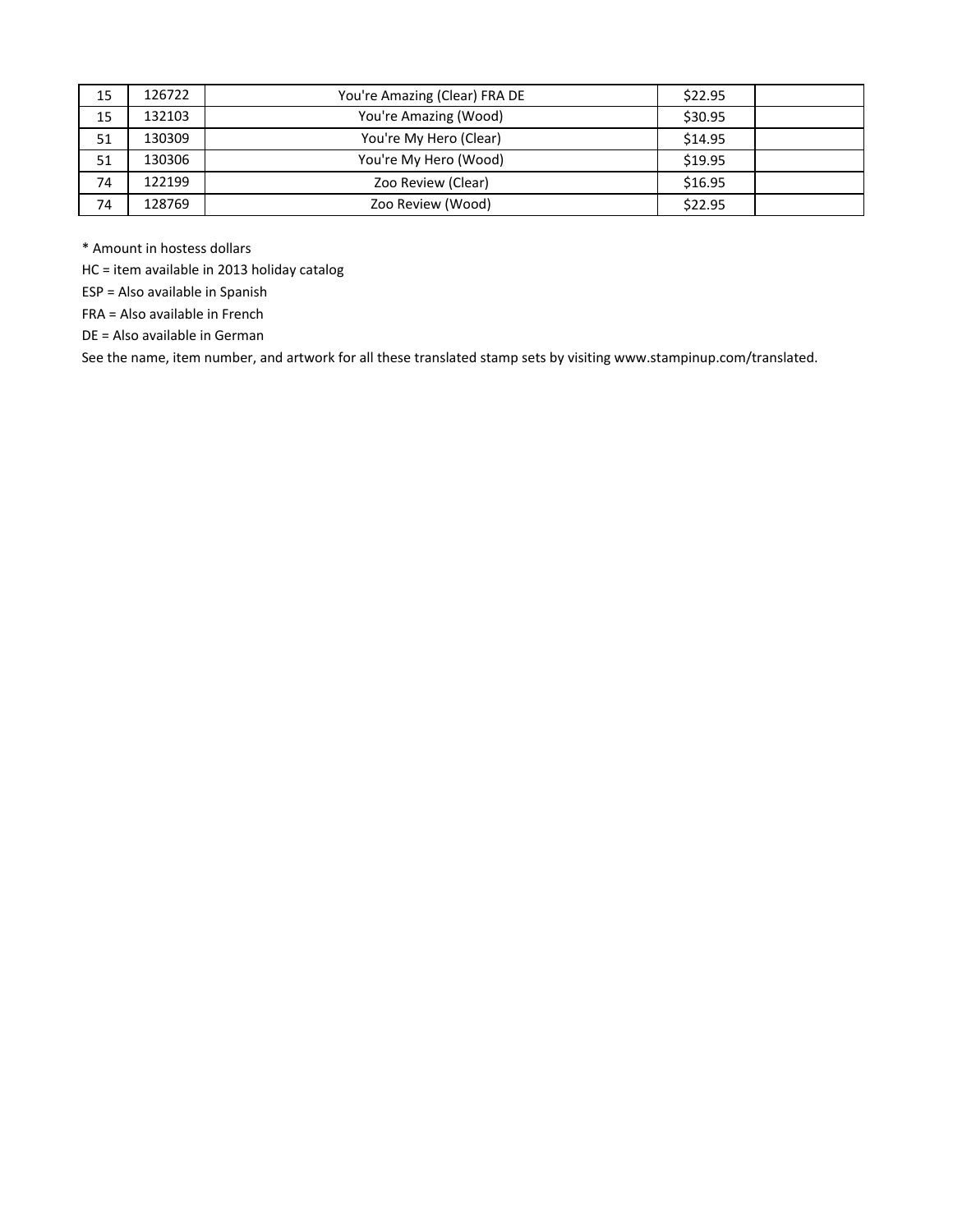| | | | | |
|---|---|---|---|---|
| 15 | 126722 | You're Amazing (Clear) FRA DE | $22.95 | |
| 15 | 132103 | You're Amazing (Wood) | $30.95 | |
| 51 | 130309 | You're My Hero (Clear) | $14.95 | |
| 51 | 130306 | You're My Hero (Wood) | $19.95 | |
| 74 | 122199 | Zoo Review (Clear) | $16.95 | |
| 74 | 128769 | Zoo Review (Wood) | $22.95 | |

* Amount in hostess dollars

HC = item available in 2013 holiday catalog

ESP = Also available in Spanish

FRA = Also available in French

DE = Also available in German

See the name, item number, and artwork for all these translated stamp sets by visiting www.stampinup.com/translated.